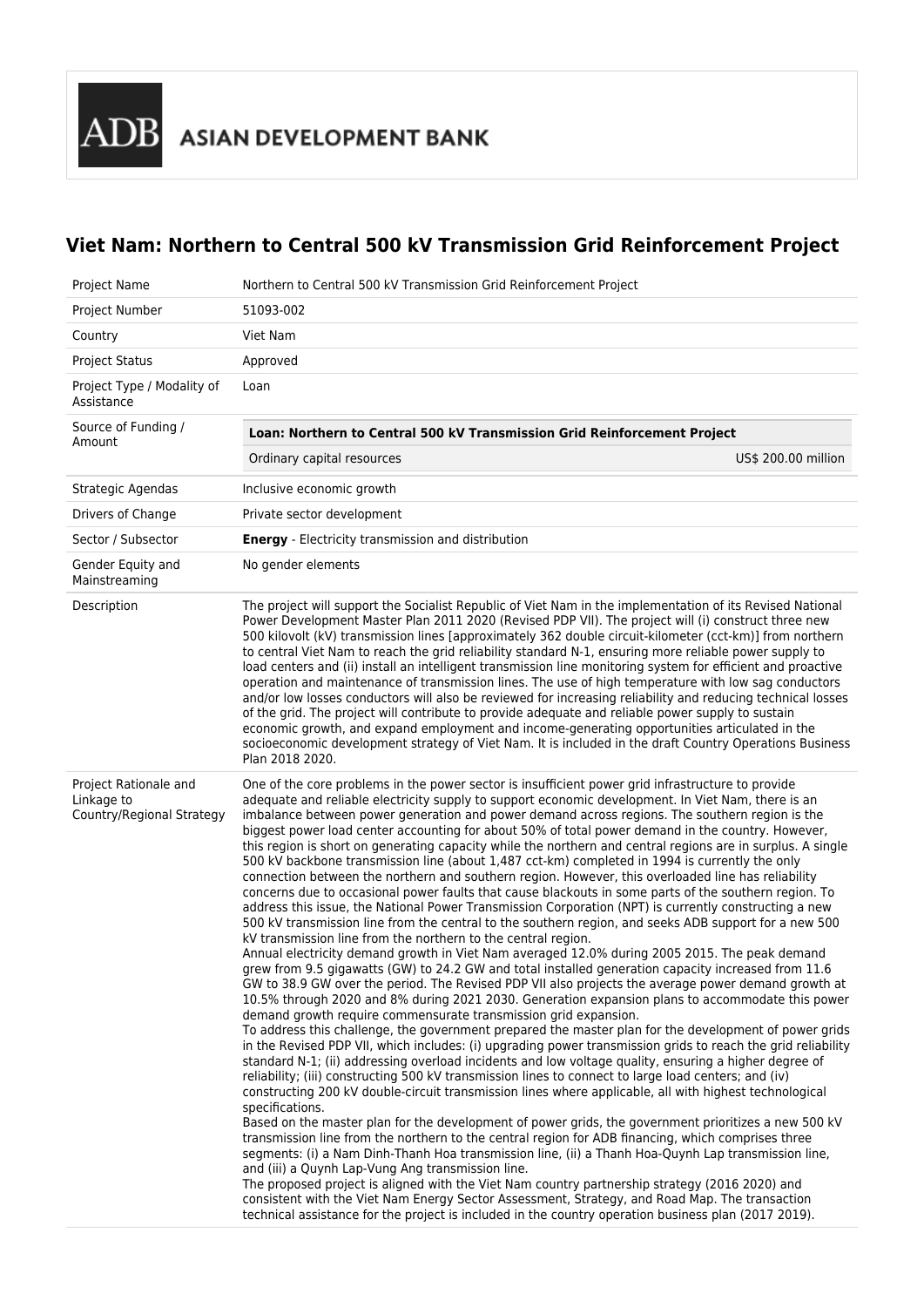ADB ASIAN DEVELOPMENT BANK

# Viet Nam: Northern to Central 500 kV Transmission Grid Reinforcement Project

| | |
|---|---|
| Project Name | Northern to Central 500 kV Transmission Grid Reinforcement Project |
| Project Number | 51093-002 |
| Country | Viet Nam |
| Project Status | Approved |
| Project Type / Modality of Assistance | Loan |
| Source of Funding / Amount | **Loan: Northern to Central 500 kV Transmission Grid Reinforcement Project**<br>Ordinary capital resources US$ 200.00 million |
| Strategic Agendas | Inclusive economic growth |
| Drivers of Change | Private sector development |
| Sector / Subsector | **Energy** - Electricity transmission and distribution |
| Gender Equity and Mainstreaming | No gender elements |
| Description | The project will support the Socialist Republic of Viet Nam in the implementation of its Revised National Power Development Master Plan 2011 2020 (Revised PDP VII). The project will (i) construct three new 500 kilovolt (kV) transmission lines [approximately 362 double circuit-kilometer (cct-km)] from northern to central Viet Nam to reach the grid reliability standard N-1, ensuring more reliable power supply to load centers and (ii) install an intelligent transmission line monitoring system for efficient and proactive operation and maintenance of transmission lines. The use of high temperature with low sag conductors and/or low losses conductors will also be reviewed for increasing reliability and reducing technical losses of the grid. The project will contribute to provide adequate and reliable power supply to sustain economic growth, and expand employment and income-generating opportunities articulated in the socioeconomic development strategy of Viet Nam. It is included in the draft Country Operations Business Plan 2018 2020. |
| Project Rationale and Linkage to Country/Regional Strategy | One of the core problems in the power sector is insufficient power grid infrastructure to provide adequate and reliable electricity supply to support economic development. In Viet Nam, there is an imbalance between power generation and power demand across regions. The southern region is the biggest power load center accounting for about 50% of total power demand in the country. However, this region is short on generating capacity while the northern and central regions are in surplus. A single 500 kV backbone transmission line (about 1,487 cct-km) completed in 1994 is currently the only connection between the northern and southern region. However, this overloaded line has reliability concerns due to occasional power faults that cause blackouts in some parts of the southern region. To address this issue, the National Power Transmission Corporation (NPT) is currently constructing a new 500 kV transmission line from the central to the southern region, and seeks ADB support for a new 500 kV transmission line from the northern to the central region.<br>Annual electricity demand growth in Viet Nam averaged 12.0% during 2005 2015. The peak demand grew from 9.5 gigawatts (GW) to 24.2 GW and total installed generation capacity increased from 11.6 GW to 38.9 GW over the period. The Revised PDP VII also projects the average power demand growth at 10.5% through 2020 and 8% during 2021 2030. Generation expansion plans to accommodate this power demand growth require commensurate transmission grid expansion.<br>To address this challenge, the government prepared the master plan for the development of power grids in the Revised PDP VII, which includes: (i) upgrading power transmission grids to reach the grid reliability standard N-1; (ii) addressing overload incidents and low voltage quality, ensuring a higher degree of reliability; (iii) constructing 500 kV transmission lines to connect to large load centers; and (iv) constructing 200 kV double-circuit transmission lines where applicable, all with highest technological specifications.<br>Based on the master plan for the development of power grids, the government prioritizes a new 500 kV transmission line from the northern to the central region for ADB financing, which comprises three segments: (i) a Nam Dinh-Thanh Hoa transmission line, (ii) a Thanh Hoa-Quynh Lap transmission line, and (iii) a Quynh Lap-Vung Ang transmission line.<br>The proposed project is aligned with the Viet Nam country partnership strategy (2016 2020) and consistent with the Viet Nam Energy Sector Assessment, Strategy, and Road Map. The transaction technical assistance for the project is included in the country operation business plan (2017 2019). |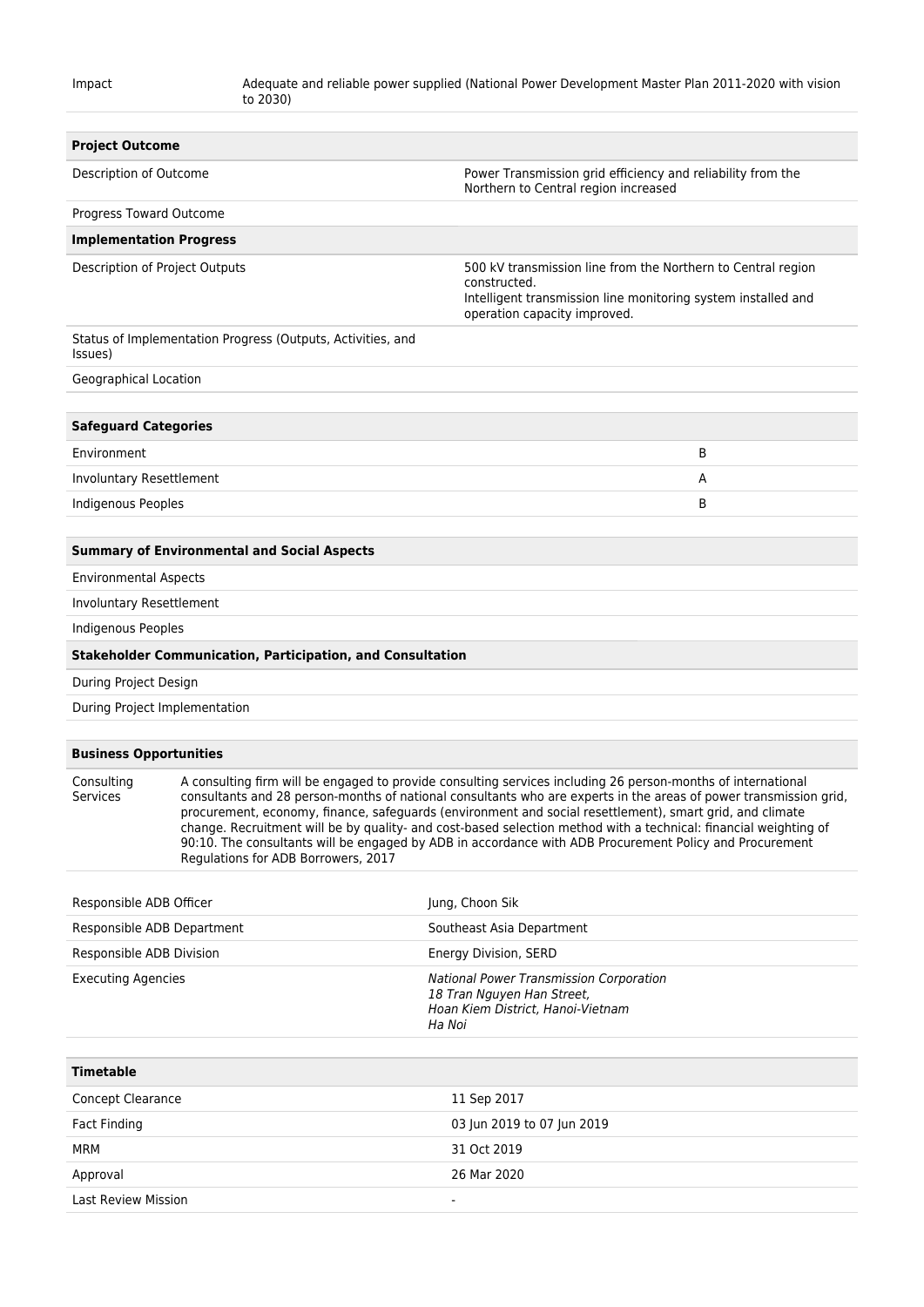| | |
|---|---|
| Impact | Adequate and reliable power supplied (National Power Development Master Plan 2011-2020 with vision to 2030) |

| **Project Outcome** | |
|---|---|
| Description of Outcome | Power Transmission grid efficiency and reliability from the Northern to Central region increased |
| Progress Toward Outcome | |
| **Implementation Progress** | |
| Description of Project Outputs | 500 kV transmission line from the Northern to Central region constructed.<br>Intelligent transmission line monitoring system installed and operation capacity improved. |
| Status of Implementation Progress (Outputs, Activities, and Issues) | |
| Geographical Location | |

| **Safeguard Categories** | |
|---|---|
| Environment | B |
| Involuntary Resettlement | A |
| Indigenous Peoples | B |

| **Summary of Environmental and Social Aspects** |
|---|
| Environmental Aspects |
| Involuntary Resettlement |
| Indigenous Peoples |
| **Stakeholder Communication, Participation, and Consultation** |
| During Project Design |
| During Project Implementation |

| **Business Opportunities** | |
|---|---|
| Consulting Services | A consulting firm will be engaged to provide consulting services including 26 person-months of international consultants and 28 person-months of national consultants who are experts in the areas of power transmission grid, procurement, economy, finance, safeguards (environment and social resettlement), smart grid, and climate change. Recruitment will be by quality- and cost-based selection method with a technical: financial weighting of 90:10. The consultants will be engaged by ADB in accordance with ADB Procurement Policy and Procurement Regulations for ADB Borrowers, 2017 |

| | |
|---|---|
| Responsible ADB Officer | Jung, Choon Sik |
| Responsible ADB Department | Southeast Asia Department |
| Responsible ADB Division | Energy Division, SERD |
| Executing Agencies | *National Power Transmission Corporation*<br>*18 Tran Nguyen Han Street,*<br>*Hoan Kiem District, Hanoi-Vietnam*<br>*Ha Noi* |

| **Timetable** | |
|---|---|
| Concept Clearance | 11 Sep 2017 |
| Fact Finding | 03 Jun 2019 to 07 Jun 2019 |
| MRM | 31 Oct 2019 |
| Approval | 26 Mar 2020 |
| Last Review Mission | - |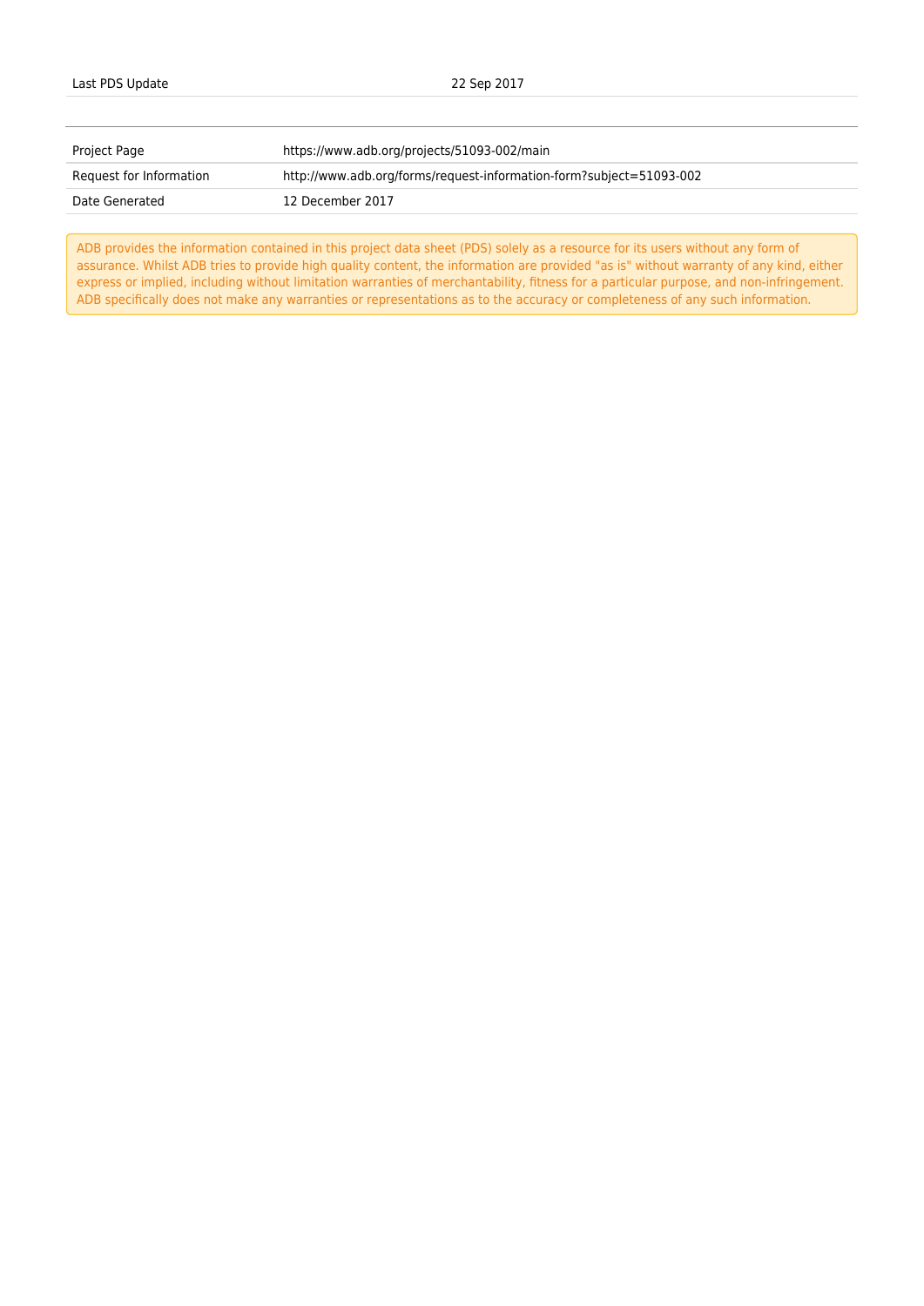| | |
|---|---|
| Last PDS Update | 22 Sep 2017 |

| | |
|---|---|
| Project Page | https://www.adb.org/projects/51093-002/main |
| Request for Information | http://www.adb.org/forms/request-information-form?subject=51093-002 |
| Date Generated | 12 December 2017 |

ADB provides the information contained in this project data sheet (PDS) solely as a resource for its users without any form of assurance. Whilst ADB tries to provide high quality content, the information are provided "as is" without warranty of any kind, either express or implied, including without limitation warranties of merchantability, fitness for a particular purpose, and non-infringement. ADB specifically does not make any warranties or representations as to the accuracy or completeness of any such information.